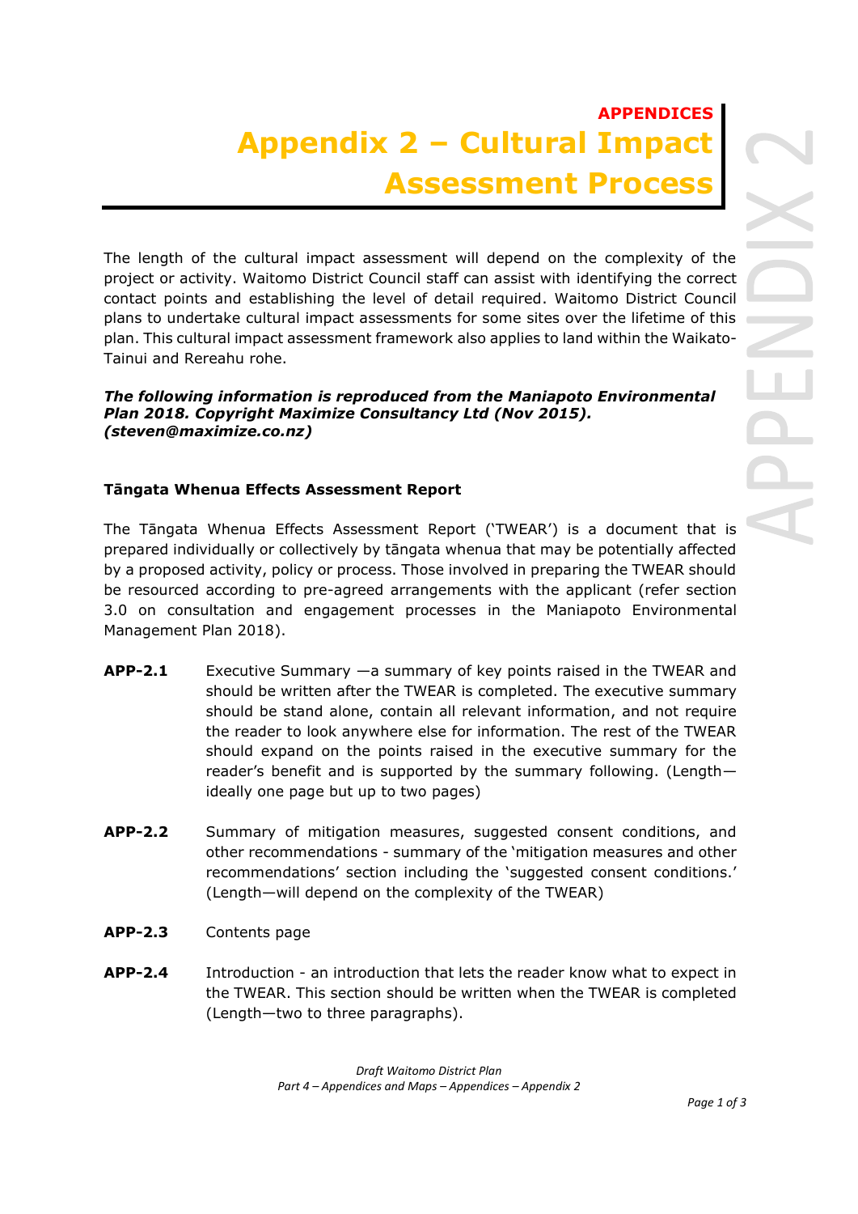**APPENDICES**

# Appendix 2 – Cultural Impact Assessment Process

The length of the cultural impact assessment will depend on the complexity of the project or activity. Waitomo District Council staff can assist with identifying the correct contact points and establishing the level of detail required. Waitomo District Council plans to undertake cultural impact assessments for some sites over the lifetime of this plan. This cultural impact assessment framework also applies to land within the Waikato-Tainui and Rereahu rohe.

***The following information is reproduced from the Maniapoto Environmental Plan 2018. Copyright Maximize Consultancy Ltd (Nov 2015). (steven@maximize.co.nz)***

### Tāngata Whenua Effects Assessment Report

The Tāngata Whenua Effects Assessment Report ('TWEAR') is a document that is prepared individually or collectively by tāngata whenua that may be potentially affected by a proposed activity, policy or process. Those involved in preparing the TWEAR should be resourced according to pre-agreed arrangements with the applicant (refer section 3.0 on consultation and engagement processes in the Maniapoto Environmental Management Plan 2018).

**APP-2.1** Executive Summary —a summary of key points raised in the TWEAR and should be written after the TWEAR is completed. The executive summary should be stand alone, contain all relevant information, and not require the reader to look anywhere else for information. The rest of the TWEAR should expand on the points raised in the executive summary for the reader's benefit and is supported by the summary following. (Length—ideally one page but up to two pages)

**APP-2.2** Summary of mitigation measures, suggested consent conditions, and other recommendations - summary of the 'mitigation measures and other recommendations' section including the 'suggested consent conditions.' (Length—will depend on the complexity of the TWEAR)

**APP-2.3** Contents page

**APP-2.4** Introduction - an introduction that lets the reader know what to expect in the TWEAR. This section should be written when the TWEAR is completed (Length—two to three paragraphs).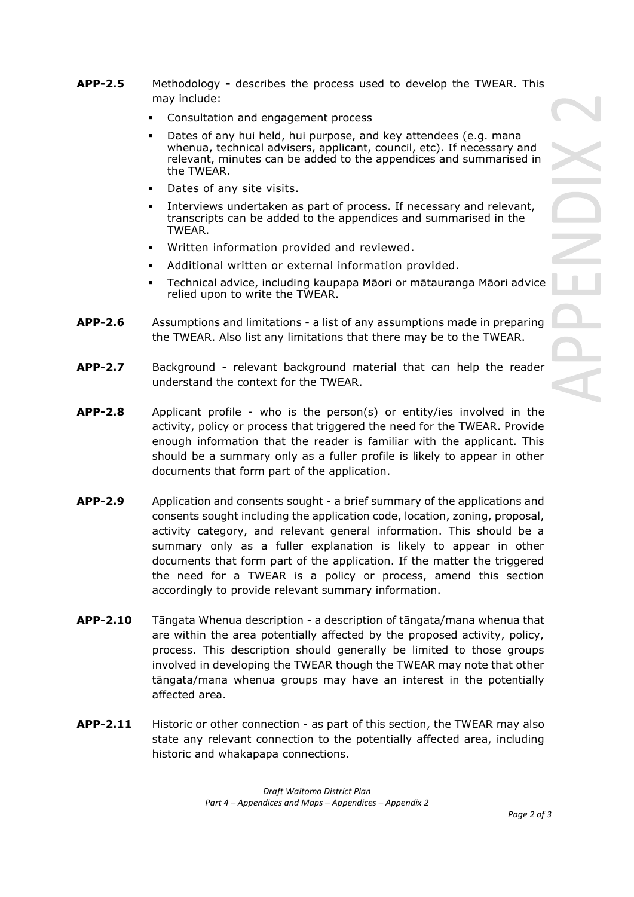**APP-2.5** Methodology **-** describes the process used to develop the TWEAR. This may include:

- Consultation and engagement process
- Dates of any hui held, hui purpose, and key attendees (e.g. mana whenua, technical advisers, applicant, council, etc). If necessary and relevant, minutes can be added to the appendices and summarised in the TWEAR.
- Dates of any site visits.
- Interviews undertaken as part of process. If necessary and relevant, transcripts can be added to the appendices and summarised in the TWEAR.
- Written information provided and reviewed.
- Additional written or external information provided.
- Technical advice, including kaupapa Māori or mātauranga Māori advice relied upon to write the TWEAR.

**APP-2.6** Assumptions and limitations - a list of any assumptions made in preparing the TWEAR. Also list any limitations that there may be to the TWEAR.

**APP-2.7** Background - relevant background material that can help the reader understand the context for the TWEAR.

**APP-2.8** Applicant profile - who is the person(s) or entity/ies involved in the activity, policy or process that triggered the need for the TWEAR. Provide enough information that the reader is familiar with the applicant. This should be a summary only as a fuller profile is likely to appear in other documents that form part of the application.

**APP-2.9** Application and consents sought - a brief summary of the applications and consents sought including the application code, location, zoning, proposal, activity category, and relevant general information. This should be a summary only as a fuller explanation is likely to appear in other documents that form part of the application. If the matter the triggered the need for a TWEAR is a policy or process, amend this section accordingly to provide relevant summary information.

**APP-2.10** Tāngata Whenua description - a description of tāngata/mana whenua that are within the area potentially affected by the proposed activity, policy, process. This description should generally be limited to those groups involved in developing the TWEAR though the TWEAR may note that other tāngata/mana whenua groups may have an interest in the potentially affected area.

**APP-2.11** Historic or other connection - as part of this section, the TWEAR may also state any relevant connection to the potentially affected area, including historic and whakapapa connections.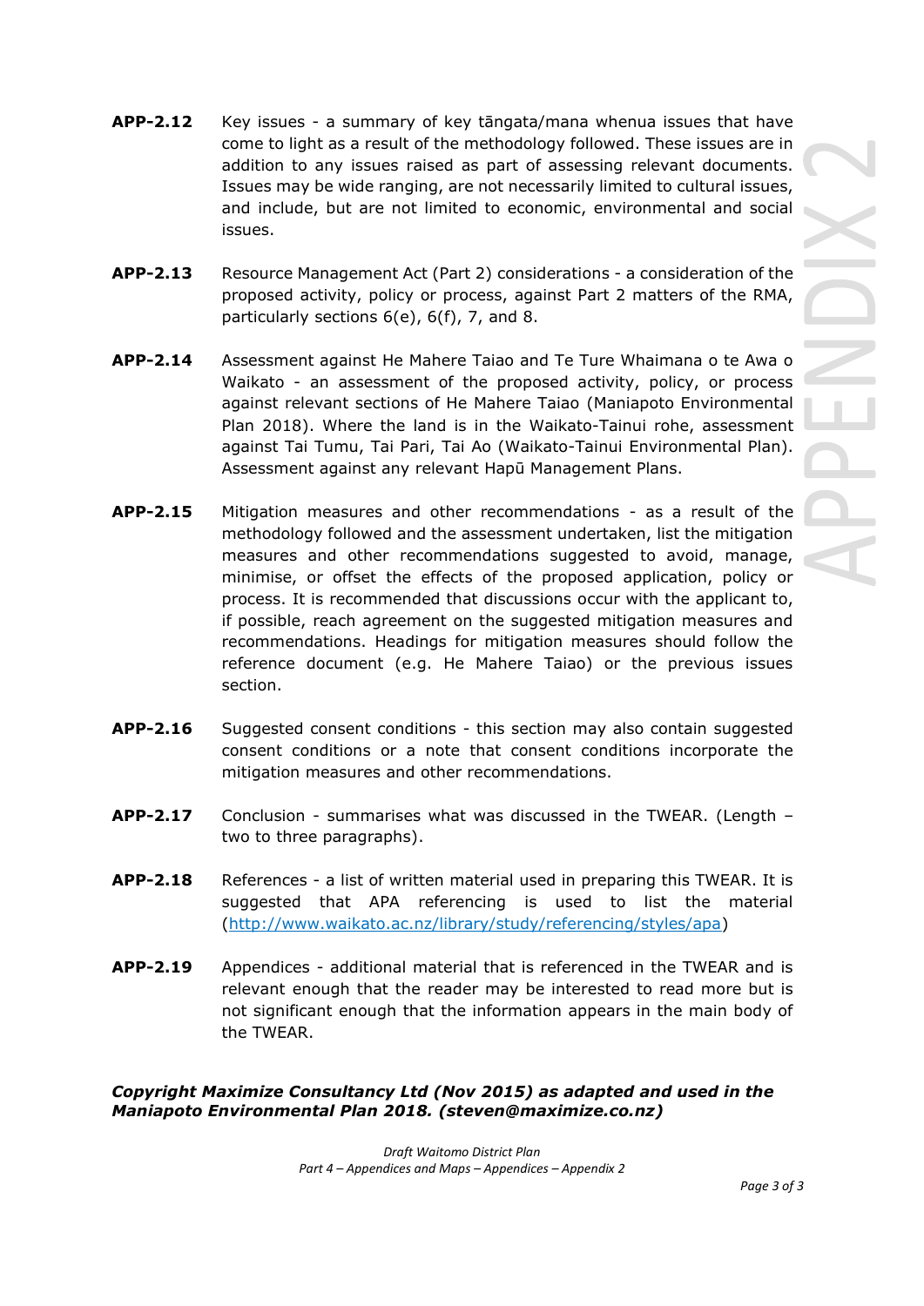**APP-2.12** Key issues - a summary of key tāngata/mana whenua issues that have come to light as a result of the methodology followed. These issues are in addition to any issues raised as part of assessing relevant documents. Issues may be wide ranging, are not necessarily limited to cultural issues, and include, but are not limited to economic, environmental and social issues.

**APP-2.13** Resource Management Act (Part 2) considerations - a consideration of the proposed activity, policy or process, against Part 2 matters of the RMA, particularly sections 6(e), 6(f), 7, and 8.

**APP-2.14** Assessment against He Mahere Taiao and Te Ture Whaimana o te Awa o Waikato - an assessment of the proposed activity, policy, or process against relevant sections of He Mahere Taiao (Maniapoto Environmental Plan 2018). Where the land is in the Waikato-Tainui rohe, assessment against Tai Tumu, Tai Pari, Tai Ao (Waikato-Tainui Environmental Plan). Assessment against any relevant Hapū Management Plans.

**APP-2.15** Mitigation measures and other recommendations - as a result of the methodology followed and the assessment undertaken, list the mitigation measures and other recommendations suggested to avoid, manage, minimise, or offset the effects of the proposed application, policy or process. It is recommended that discussions occur with the applicant to, if possible, reach agreement on the suggested mitigation measures and recommendations. Headings for mitigation measures should follow the reference document (e.g. He Mahere Taiao) or the previous issues section.

**APP-2.16** Suggested consent conditions - this section may also contain suggested consent conditions or a note that consent conditions incorporate the mitigation measures and other recommendations.

**APP-2.17** Conclusion - summarises what was discussed in the TWEAR. (Length – two to three paragraphs).

**APP-2.18** References - a list of written material used in preparing this TWEAR. It is suggested that APA referencing is used to list the material (http://www.waikato.ac.nz/library/study/referencing/styles/apa)

**APP-2.19** Appendices - additional material that is referenced in the TWEAR and is relevant enough that the reader may be interested to read more but is not significant enough that the information appears in the main body of the TWEAR.

***Copyright Maximize Consultancy Ltd (Nov 2015) as adapted and used in the Maniapoto Environmental Plan 2018. (steven@maximize.co.nz)***